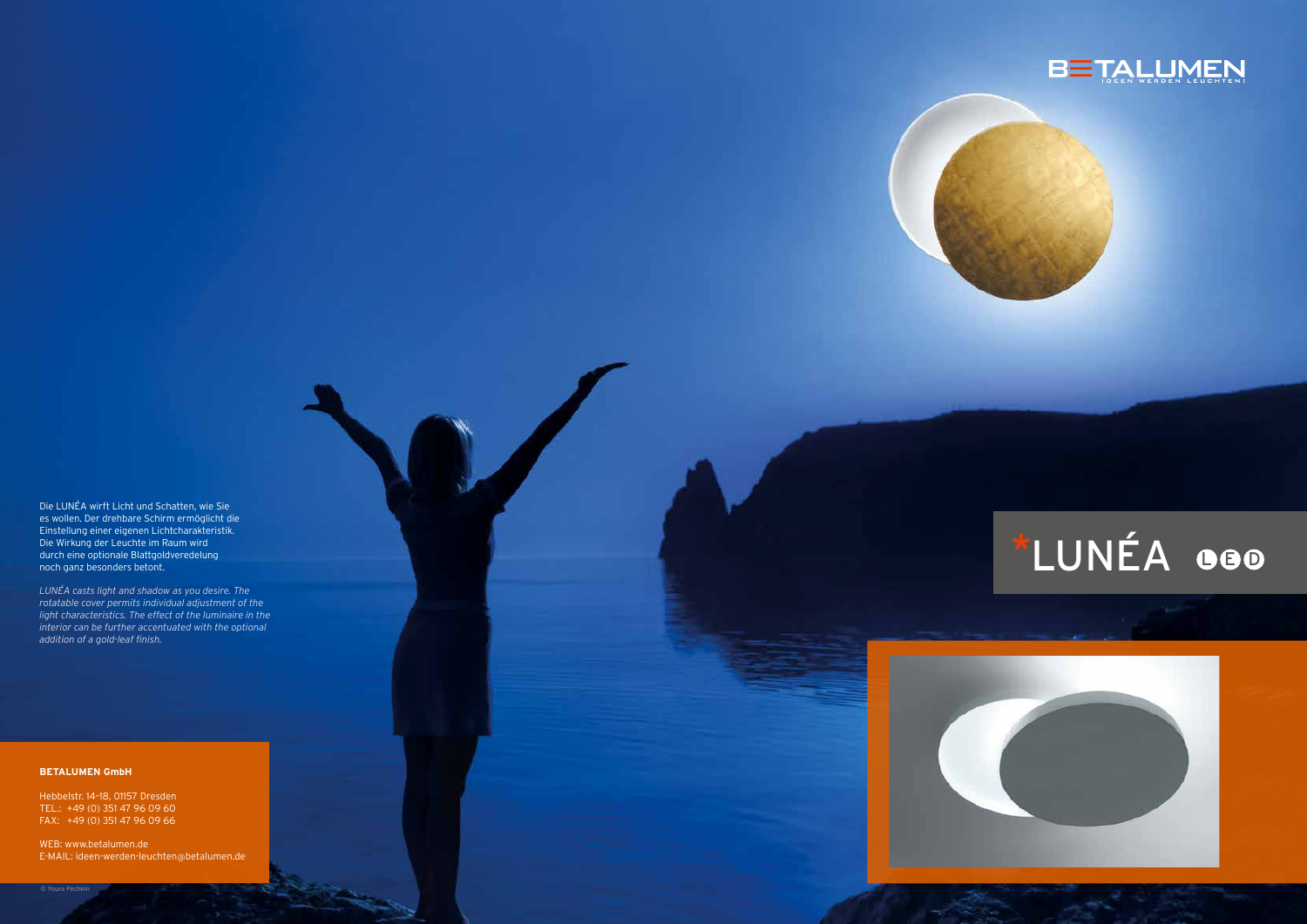BETALUMEN

IDEEN WERDEN LEUCHTEN!

# *LUNÉA LED

Die LUNÉA wirft Licht und Schatten, wie Sie es wollen. Der drehbare Schirm ermöglicht die Einstellung einer eigenen Lichtcharakteristik. Die Wirkung der Leuchte im Raum wird durch eine optionale Blattgoldveredelung noch ganz besonders betont.

*LUNÉA casts light and shadow as you desire. The rotatable cover permits individual adjustment of the light characteristics. The effect of the luminaire in the interior can be further accentuated with the optional addition of a gold-leaf finish.*

**BETALUMEN GmbH**

Hebbelstr. 14-18, 01157 Dresden
TEL.: +49 (0) 351 47 96 09 60
FAX: +49 (0) 351 47 96 09 66

WEB: www.betalumen.de
E-MAIL: ideen-werden-leuchten@betalumen.de

© Youra Pechkin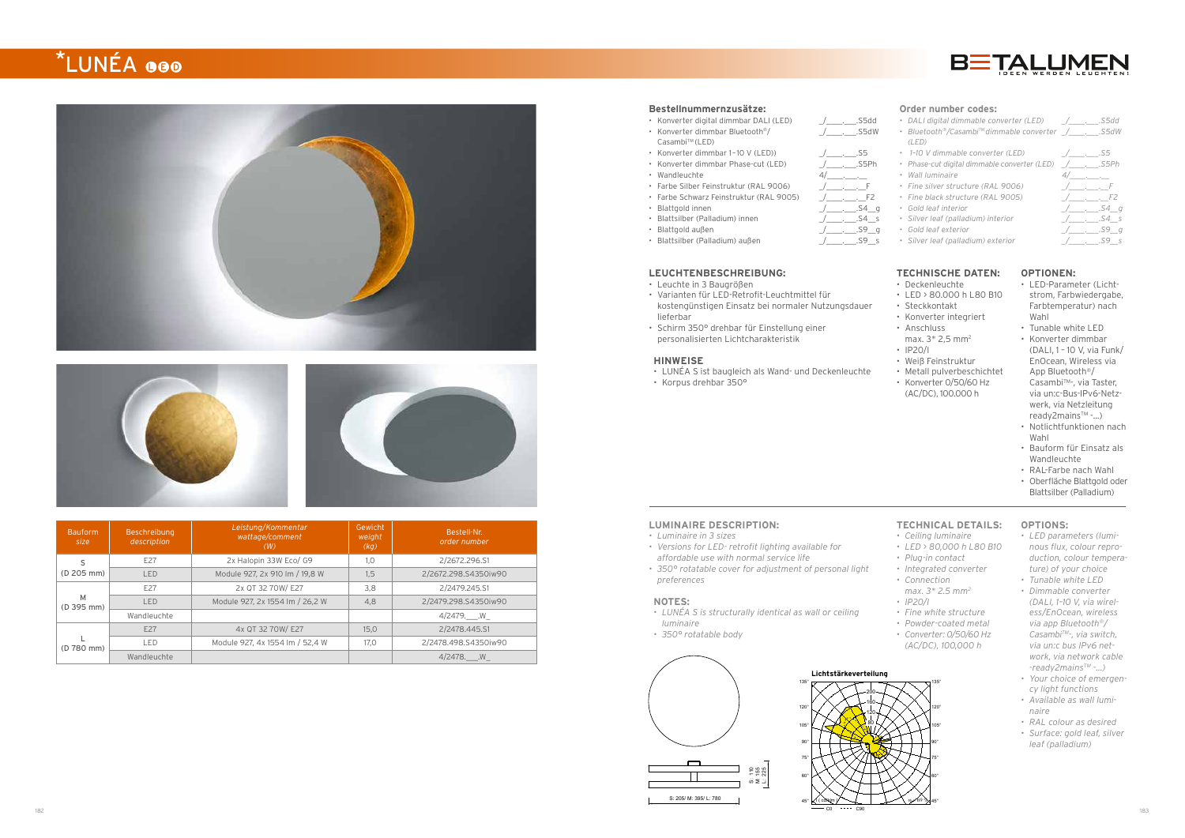# *LUNÉA LED

BETALUMEN
IDEEN WERDEN LEUCHTEN!

| Bauform size | Beschreibung description | Leistung/Kommentar wattage/comment (W) | Gewicht weight (kg) | Bestell-Nr. order number |
|---|---|---|---|---|
| S (D 205 mm) | E27 | 2x Halopin 33W Eco/ G9 | 1,0 | 2/2672.296.S1 |
| | LED | Module 927, 2x 910 lm / 19,8 W | 1,5 | 2/2672.298.S4350iw90 |
| M (D 395 mm) | E27 | 2x QT 32 70W/ E27 | 3,8 | 2/2479.245.S1 |
| | LED | Module 927, 2x 1554 lm / 26,2 W | 4,8 | 2/2479.298.S4350iw90 |
| | Wandleuchte | | | 4/2479.___.W_ |
| L (D 780 mm) | E27 | 4x QT 32 70W/ E27 | 15,0 | 2/2478.445.S1 |
| | LED | Module 927, 4x 1554 lm / 52,4 W | 17,0 | 2/2478.498.S4350iw90 |
| | Wandleuchte | | | 4/2478.___.W_ |

### Bestellnummernzusätze:

- Konverter digital dimmbar DALI (LED) _/___.___.S5dd
- Konverter dimmbar Bluetooth®/ Casambi™ (LED) _/___.___.S5dW
- Konverter dimmbar 1-10 V (LED)) _/___.___.S5
- Konverter dimmbar Phase-cut (LED) _/___.___.S5Ph
- Wandleuchte 4/___.___._
- Farbe Silber Feinstruktur (RAL 9006) _/___.___._F
- Farbe Schwarz Feinstruktur (RAL 9005) _/___.___._F2
- Blattgold innen _/___.___.S4_g
- Blattsilber (Palladium) innen _/___.___.S4_s
- Blattgold außen _/___.___.S9_g
- Blattsilber (Palladium) außen _/___.___.S9_s

### Order number codes:

- *DALI digital dimmable converter (LED) _/___.___.S5dd*
- *Bluetooth®/Casambi™ dimmable converter (LED) _/___.___.S5dW*
- *1-10 V dimmable converter (LED) _/___.___.S5*
- *Phase-cut digital dimmable converter (LED) _/___.___.S5Ph*
- *Wall luminaire 4/___.___._*
- *Fine silver structure (RAL 9006) _/___.___._F*
- *Fine black structure (RAL 9005) _/___.___._F2*
- *Gold leaf interior _/___.___.S4_g*
- *Silver leaf (palladium) interior _/___.___.S4_s*
- *Gold leaf exterior _/___.___.S9_g*
- *Silver leaf (palladium) exterior _/___.___.S9_s*

### LEUCHTENBESCHREIBUNG:

- Leuchte in 3 Baugrößen
- Varianten für LED-Retrofit-Leuchtmittel für kostengünstigen Einsatz bei normaler Nutzungsdauer lieferbar
- Schirm 350° drehbar für Einstellung einer personalisierten Lichtcharakteristik

### HINWEISE

- LUNÉA S ist baugleich als Wand- und Deckenleuchte
- Korpus drehbar 350°

### TECHNISCHE DATEN:

- Deckenleuchte
- LED > 80.000 h L80 B10
- Steckkontakt
- Konverter integriert
- Anschluss max. 3* 2,5 mm²
- IP20/I
- Weiß Feinstruktur
- Metall pulverbeschichtet
- Konverter 0/50/60 Hz (AC/DC), 100.000 h

### OPTIONEN:

- LED-Parameter (Lichtstrom, Farbwiedergabe, Farbtemperatur) nach Wahl
- Tunable white LED
- Konverter dimmbar (DALI, 1 – 10 V, via Funk/ EnOcean, Wireless via App Bluetooth®/ Casambi™-, via Taster, via un:c-Bus-IPv6-Netzwerk, via Netzleitung ready2mains™ -...)
- Notlichtfunktionen nach Wahl
- Bauform für Einsatz als Wandleuchte
- RAL-Farbe nach Wahl
- Oberfläche Blattgold oder Blattsilber (Palladium)

### LUMINAIRE DESCRIPTION:

- *Luminaire in 3 sizes*
- *Versions for LED- retrofit lighting available for affordable use with normal service life*
- *350° rotatable cover for adjustment of personal light preferences*

### NOTES:

- *LUNÉA S is structurally identical as wall or ceiling luminaire*
- *350° rotatable body*

### TECHNICAL DETAILS:

- *Ceiling luminaire*
- *LED > 80,000 h L80 B10*
- *Plug-in contact*
- *Integrated converter*
- *Connection max. 3* 2.5 mm²*
- *IP20/I*
- *Fine white structure*
- *Powder-coated metal*
- *Converter: 0/50/60 Hz (AC/DC), 100,000 h*

### OPTIONS:

- *LED parameters (luminous flux, colour reproduction, colour temperature) of your choice*
- *Tunable white LED*
- *Dimmable converter (DALI, 1-10 V, via wireless/EnOcean, wireless via app Bluetooth®/ Casambi™-, via switch, via un:c bus IPv6 network, via network cable -ready2mains™ -...)*
- *Your choice of emergency light functions*
- *Available as wall luminaire*
- *RAL colour as desired*
- *Surface: gold leaf, silver leaf (palladium)*

S: 110
M: 155
L: 225

S: 205/ M: 395/ L: 780

**Lichtstärkeverteilung**

135° 120° 105° 90° 75° 60° 45°

200 160 120 80

C0 C90